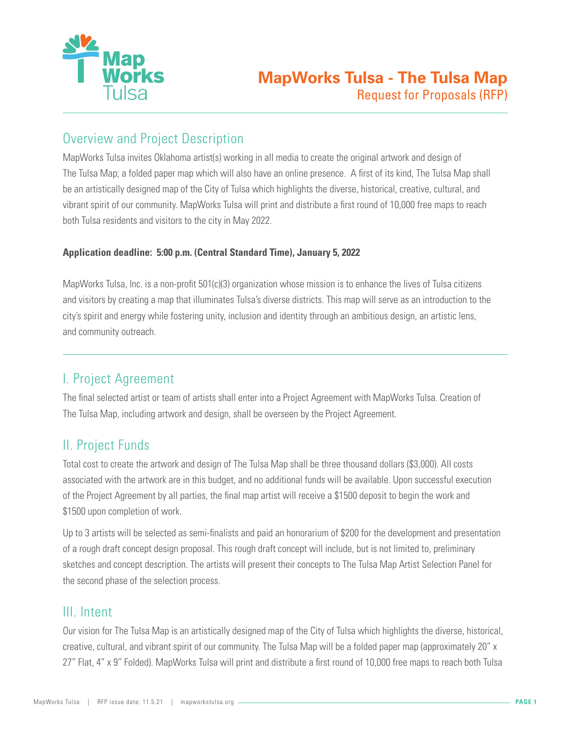# MapWorks Tulsa - The Tulsa Map

Request for Proposals (RFP)

## Overview and Project Description

MapWorks Tulsa invites Oklahoma artist(s) working in all media to create the original artwork and design of The Tulsa Map; a folded paper map which will also have an online presence. A first of its kind, The Tulsa Map shall be an artistically designed map of the City of Tulsa which highlights the diverse, historical, creative, cultural, and vibrant spirit of our community. MapWorks Tulsa will print and distribute a first round of 10,000 free maps to reach both Tulsa residents and visitors to the city in May 2022.

**Application deadline: 5:00 p.m. (Central Standard Time), January 5, 2022**

MapWorks Tulsa, Inc. is a non-profit 501(c)(3) organization whose mission is to enhance the lives of Tulsa citizens and visitors by creating a map that illuminates Tulsa's diverse districts. This map will serve as an introduction to the city's spirit and energy while fostering unity, inclusion and identity through an ambitious design, an artistic lens, and community outreach.

## I. Project Agreement

The final selected artist or team of artists shall enter into a Project Agreement with MapWorks Tulsa. Creation of The Tulsa Map, including artwork and design, shall be overseen by the Project Agreement.

## II. Project Funds

Total cost to create the artwork and design of The Tulsa Map shall be three thousand dollars ($3,000). All costs associated with the artwork are in this budget, and no additional funds will be available. Upon successful execution of the Project Agreement by all parties, the final map artist will receive a $1500 deposit to begin the work and $1500 upon completion of work.

Up to 3 artists will be selected as semi-finalists and paid an honorarium of $200 for the development and presentation of a rough draft concept design proposal. This rough draft concept will include, but is not limited to, preliminary sketches and concept description. The artists will present their concepts to The Tulsa Map Artist Selection Panel for the second phase of the selection process.

## III. Intent

Our vision for The Tulsa Map is an artistically designed map of the City of Tulsa which highlights the diverse, historical, creative, cultural, and vibrant spirit of our community. The Tulsa Map will be a folded paper map (approximately 20" x 27" Flat, 4" x 9" Folded). MapWorks Tulsa will print and distribute a first round of 10,000 free maps to reach both Tulsa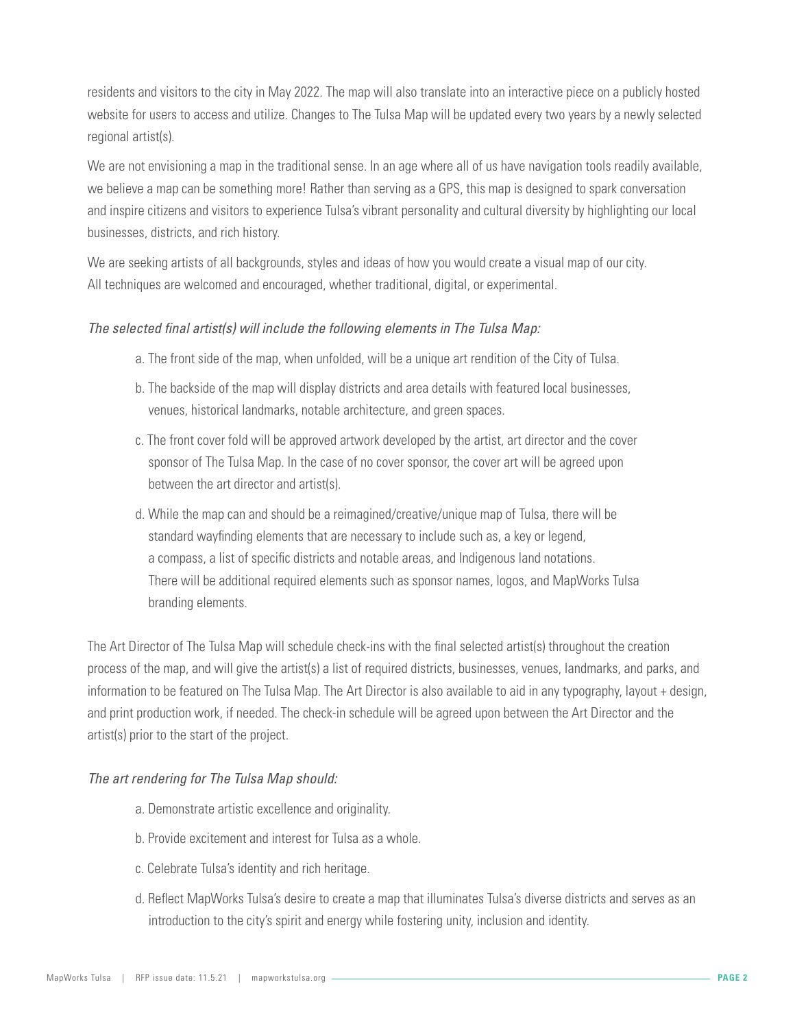residents and visitors to the city in May 2022. The map will also translate into an interactive piece on a publicly hosted website for users to access and utilize. Changes to The Tulsa Map will be updated every two years by a newly selected regional artist(s).

We are not envisioning a map in the traditional sense. In an age where all of us have navigation tools readily available, we believe a map can be something more! Rather than serving as a GPS, this map is designed to spark conversation and inspire citizens and visitors to experience Tulsa's vibrant personality and cultural diversity by highlighting our local businesses, districts, and rich history.

We are seeking artists of all backgrounds, styles and ideas of how you would create a visual map of our city. All techniques are welcomed and encouraged, whether traditional, digital, or experimental.

*The selected final artist(s) will include the following elements in The Tulsa Map:*

a. The front side of the map, when unfolded, will be a unique art rendition of the City of Tulsa.

b. The backside of the map will display districts and area details with featured local businesses, venues, historical landmarks, notable architecture, and green spaces.

c. The front cover fold will be approved artwork developed by the artist, art director and the cover sponsor of The Tulsa Map. In the case of no cover sponsor, the cover art will be agreed upon between the art director and artist(s).

d. While the map can and should be a reimagined/creative/unique map of Tulsa, there will be standard wayfinding elements that are necessary to include such as, a key or legend, a compass, a list of specific districts and notable areas, and Indigenous land notations. There will be additional required elements such as sponsor names, logos, and MapWorks Tulsa branding elements.

The Art Director of The Tulsa Map will schedule check-ins with the final selected artist(s) throughout the creation process of the map, and will give the artist(s) a list of required districts, businesses, venues, landmarks, and parks, and information to be featured on The Tulsa Map. The Art Director is also available to aid in any typography, layout + design, and print production work, if needed. The check-in schedule will be agreed upon between the Art Director and the artist(s) prior to the start of the project.

*The art rendering for The Tulsa Map should:*

a. Demonstrate artistic excellence and originality.

b. Provide excitement and interest for Tulsa as a whole.

c. Celebrate Tulsa's identity and rich heritage.

d. Reflect MapWorks Tulsa's desire to create a map that illuminates Tulsa's diverse districts and serves as an introduction to the city's spirit and energy while fostering unity, inclusion and identity.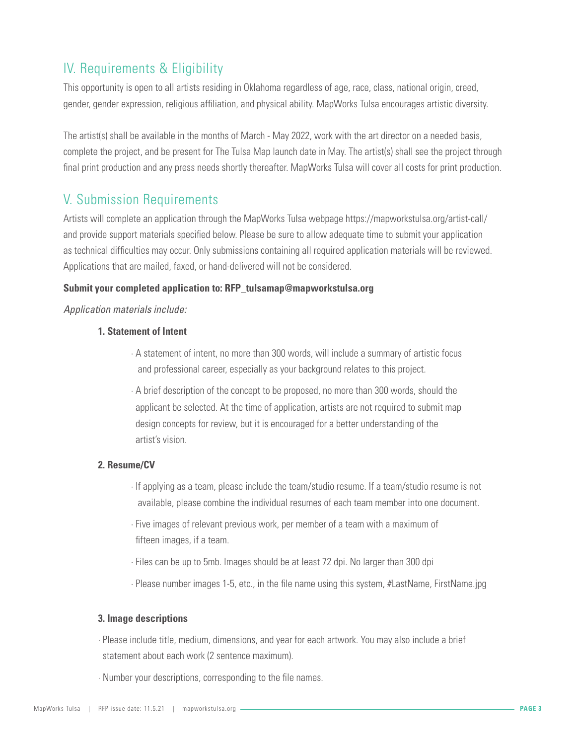## IV. Requirements & Eligibility

This opportunity is open to all artists residing in Oklahoma regardless of age, race, class, national origin, creed, gender, gender expression, religious affiliation, and physical ability. MapWorks Tulsa encourages artistic diversity.

The artist(s) shall be available in the months of March - May 2022, work with the art director on a needed basis, complete the project, and be present for The Tulsa Map launch date in May. The artist(s) shall see the project through final print production and any press needs shortly thereafter. MapWorks Tulsa will cover all costs for print production.

## V. Submission Requirements

Artists will complete an application through the MapWorks Tulsa webpage https://mapworkstulsa.org/artist-call/ and provide support materials specified below. Please be sure to allow adequate time to submit your application as technical difficulties may occur. Only submissions containing all required application materials will be reviewed. Applications that are mailed, faxed, or hand-delivered will not be considered.

**Submit your completed application to: RFP_tulsamap@mapworkstulsa.org**

*Application materials include:*

**1. Statement of Intent**

- A statement of intent, no more than 300 words, will include a summary of artistic focus and professional career, especially as your background relates to this project.
- A brief description of the concept to be proposed, no more than 300 words, should the applicant be selected. At the time of application, artists are not required to submit map design concepts for review, but it is encouraged for a better understanding of the artist's vision.

**2. Resume/CV**

- If applying as a team, please include the team/studio resume. If a team/studio resume is not available, please combine the individual resumes of each team member into one document.
- Five images of relevant previous work, per member of a team with a maximum of fifteen images, if a team.
- Files can be up to 5mb. Images should be at least 72 dpi. No larger than 300 dpi
- Please number images 1-5, etc., in the file name using this system, #LastName, FirstName.jpg

**3. Image descriptions**

- Please include title, medium, dimensions, and year for each artwork. You may also include a brief statement about each work (2 sentence maximum).
- Number your descriptions, corresponding to the file names.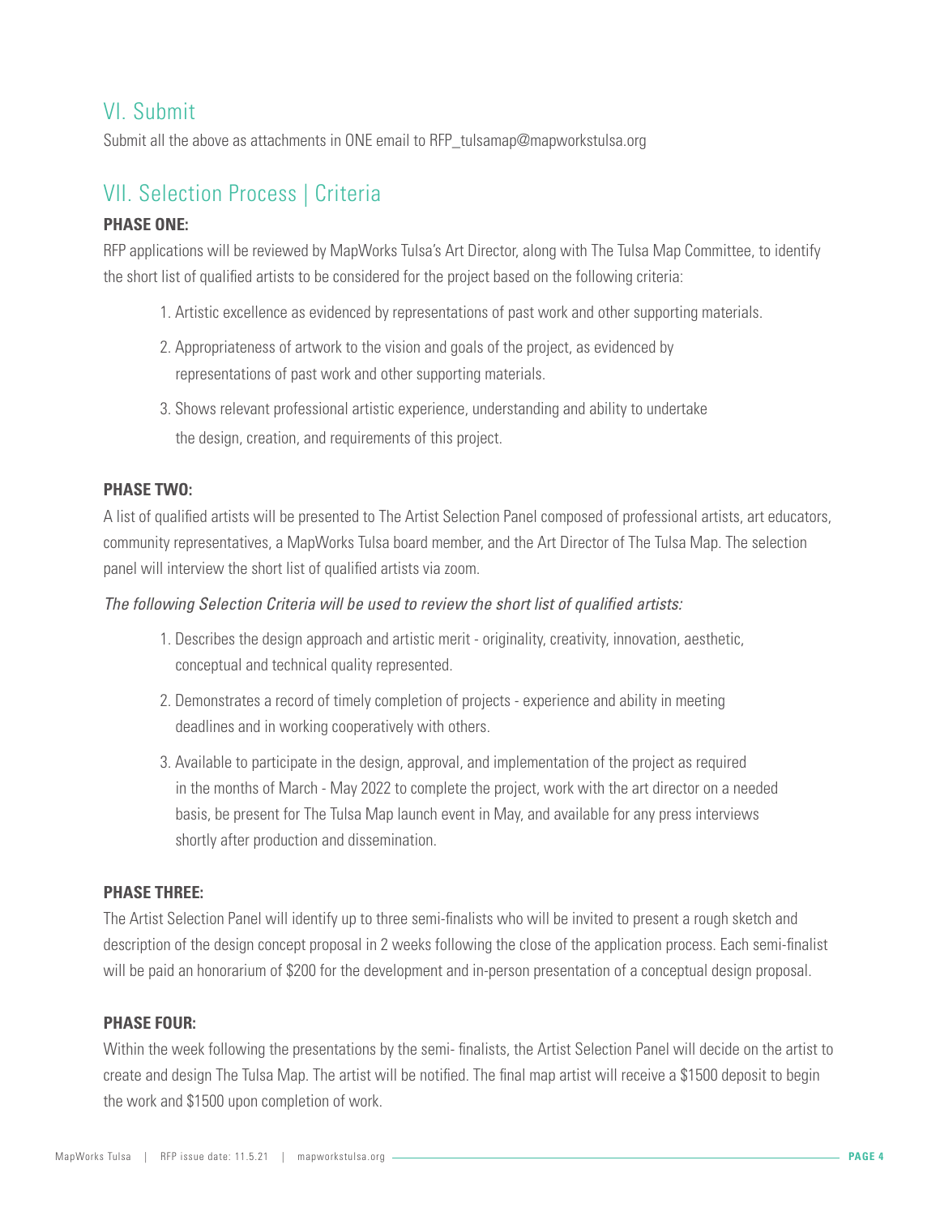## VI. Submit

Submit all the above as attachments in ONE email to RFP_tulsamap@mapworkstulsa.org

## VII. Selection Process | Criteria

**PHASE ONE:**

RFP applications will be reviewed by MapWorks Tulsa's Art Director, along with The Tulsa Map Committee, to identify the short list of qualified artists to be considered for the project based on the following criteria:

1. Artistic excellence as evidenced by representations of past work and other supporting materials.
2. Appropriateness of artwork to the vision and goals of the project, as evidenced by representations of past work and other supporting materials.
3. Shows relevant professional artistic experience, understanding and ability to undertake the design, creation, and requirements of this project.

**PHASE TWO:**

A list of qualified artists will be presented to The Artist Selection Panel composed of professional artists, art educators, community representatives, a MapWorks Tulsa board member, and the Art Director of The Tulsa Map. The selection panel will interview the short list of qualified artists via zoom.

*The following Selection Criteria will be used to review the short list of qualified artists:*

1. Describes the design approach and artistic merit - originality, creativity, innovation, aesthetic, conceptual and technical quality represented.
2. Demonstrates a record of timely completion of projects - experience and ability in meeting deadlines and in working cooperatively with others.
3. Available to participate in the design, approval, and implementation of the project as required in the months of March - May 2022 to complete the project, work with the art director on a needed basis, be present for The Tulsa Map launch event in May, and available for any press interviews shortly after production and dissemination.

**PHASE THREE:**

The Artist Selection Panel will identify up to three semi-finalists who will be invited to present a rough sketch and description of the design concept proposal in 2 weeks following the close of the application process. Each semi-finalist will be paid an honorarium of $200 for the development and in-person presentation of a conceptual design proposal.

**PHASE FOUR:**

Within the week following the presentations by the semi- finalists, the Artist Selection Panel will decide on the artist to create and design The Tulsa Map. The artist will be notified. The final map artist will receive a $1500 deposit to begin the work and $1500 upon completion of work.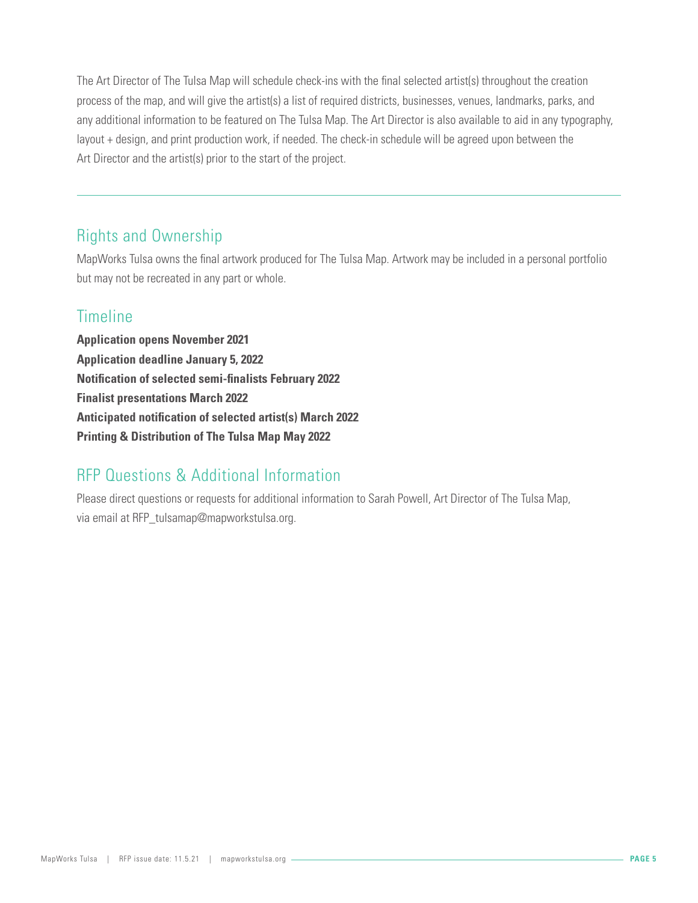The Art Director of The Tulsa Map will schedule check-ins with the final selected artist(s) throughout the creation process of the map, and will give the artist(s) a list of required districts, businesses, venues, landmarks, parks, and any additional information to be featured on The Tulsa Map. The Art Director is also available to aid in any typography, layout + design, and print production work, if needed. The check-in schedule will be agreed upon between the Art Director and the artist(s) prior to the start of the project.

---

## Rights and Ownership

MapWorks Tulsa owns the final artwork produced for The Tulsa Map. Artwork may be included in a personal portfolio but may not be recreated in any part or whole.

## Timeline

**Application opens November 2021**
**Application deadline January 5, 2022**
**Notification of selected semi-finalists February 2022**
**Finalist presentations March 2022**
**Anticipated notification of selected artist(s) March 2022**
**Printing & Distribution of The Tulsa Map May 2022**

## RFP Questions & Additional Information

Please direct questions or requests for additional information to Sarah Powell, Art Director of The Tulsa Map, via email at RFP_tulsamap@mapworkstulsa.org.